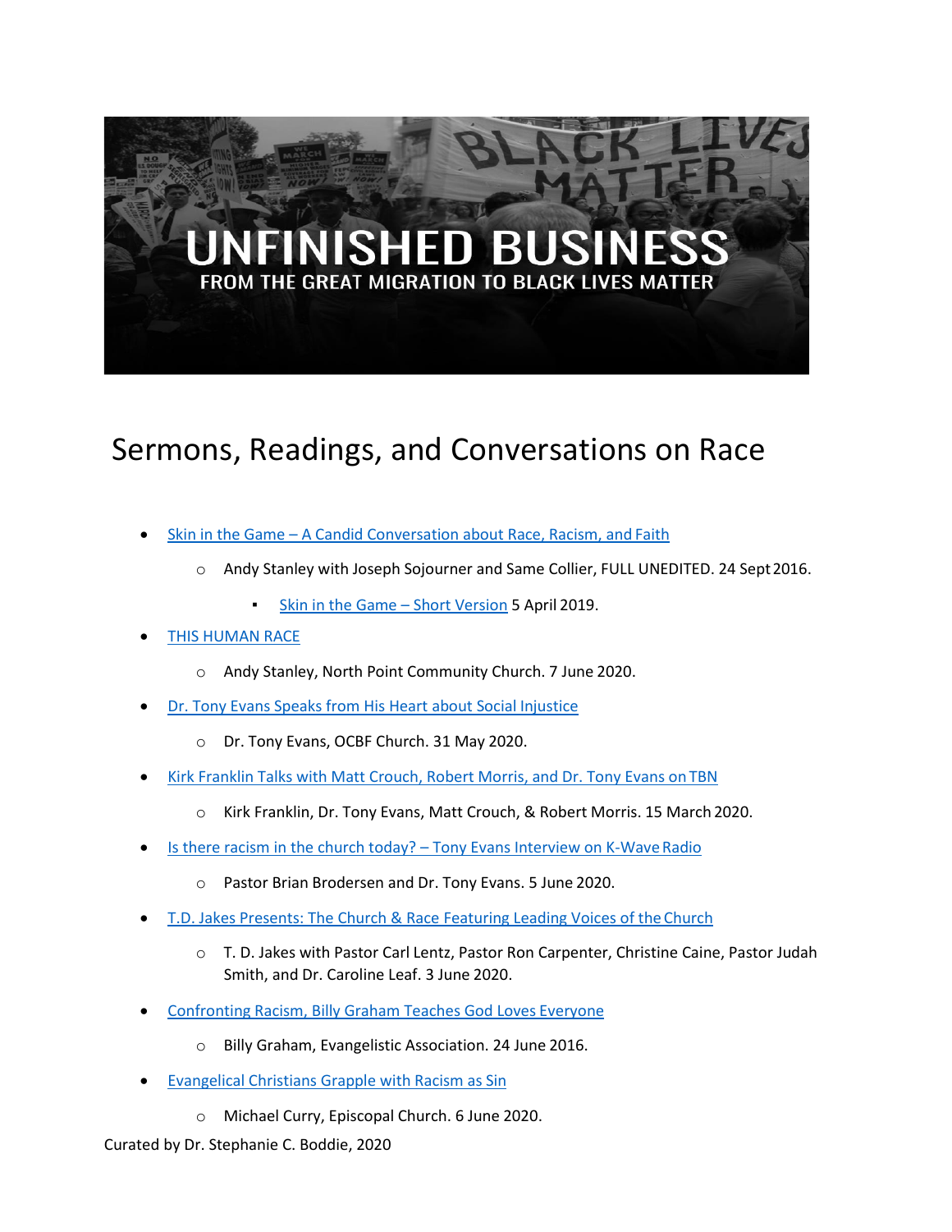# UNFINISHED BUSINESS

FROM THE GREAT MIGRATION TO BLACK LIVES MATTER

# Sermons, Readings, and Conversations on Race

- Skin in the Game – A Candid Conversation about Race, Racism, and Faith
  - Andy Stanley with Joseph Sojourner and Same Collier, FULL UNEDITED. 24 Sept 2016.
    - Skin in the Game – Short Version 5 April 2019.
- THIS HUMAN RACE
  - Andy Stanley, North Point Community Church. 7 June 2020.
- Dr. Tony Evans Speaks from His Heart about Social Injustice
  - Dr. Tony Evans, OCBF Church. 31 May 2020.
- Kirk Franklin Talks with Matt Crouch, Robert Morris, and Dr. Tony Evans on TBN
  - Kirk Franklin, Dr. Tony Evans, Matt Crouch, & Robert Morris. 15 March 2020.
- Is there racism in the church today? – Tony Evans Interview on K-Wave Radio
  - Pastor Brian Brodersen and Dr. Tony Evans. 5 June 2020.
- T.D. Jakes Presents: The Church & Race Featuring Leading Voices of the Church
  - T. D. Jakes with Pastor Carl Lentz, Pastor Ron Carpenter, Christine Caine, Pastor Judah Smith, and Dr. Caroline Leaf. 3 June 2020.
- Confronting Racism, Billy Graham Teaches God Loves Everyone
  - Billy Graham, Evangelistic Association. 24 June 2016.
- Evangelical Christians Grapple with Racism as Sin
  - Michael Curry, Episcopal Church. 6 June 2020.

Curated by Dr. Stephanie C. Boddie, 2020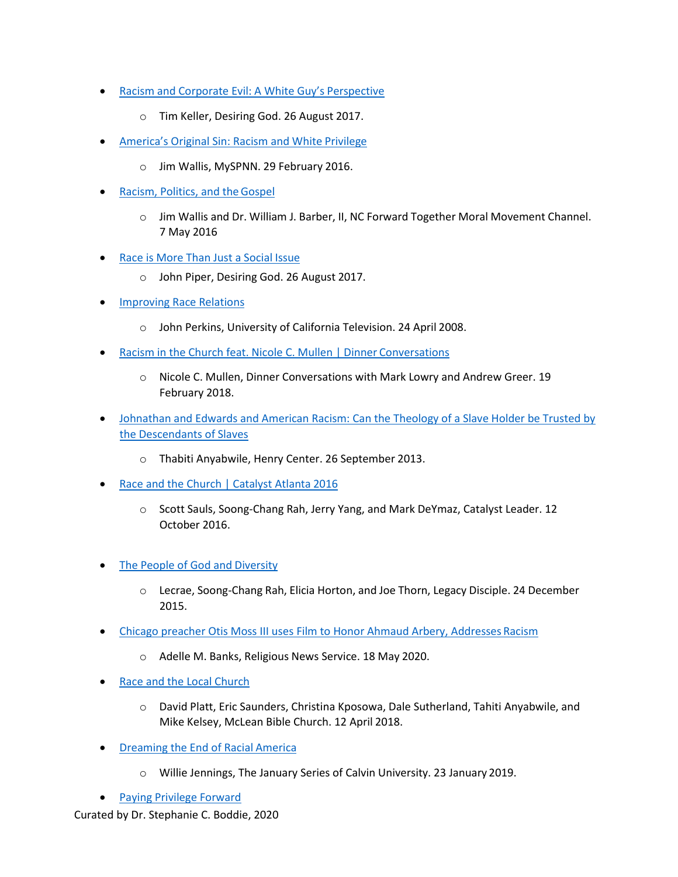- Racism and Corporate Evil: A White Guy's Perspective
  - Tim Keller, Desiring God. 26 August 2017.
- America's Original Sin: Racism and White Privilege
  - Jim Wallis, MySPNN. 29 February 2016.
- Racism, Politics, and the Gospel
  - Jim Wallis and Dr. William J. Barber, II, NC Forward Together Moral Movement Channel. 7 May 2016
- Race is More Than Just a Social Issue
  - John Piper, Desiring God. 26 August 2017.
- Improving Race Relations
  - John Perkins, University of California Television. 24 April 2008.
- Racism in the Church feat. Nicole C. Mullen | Dinner Conversations
  - Nicole C. Mullen, Dinner Conversations with Mark Lowry and Andrew Greer. 19 February 2018.
- Johnathan and Edwards and American Racism: Can the Theology of a Slave Holder be Trusted by the Descendants of Slaves
  - Thabiti Anyabwile, Henry Center. 26 September 2013.
- Race and the Church | Catalyst Atlanta 2016
  - Scott Sauls, Soong-Chang Rah, Jerry Yang, and Mark DeYmaz, Catalyst Leader. 12 October 2016.
- The People of God and Diversity
  - Lecrae, Soong-Chang Rah, Elicia Horton, and Joe Thorn, Legacy Disciple. 24 December 2015.
- Chicago preacher Otis Moss III uses Film to Honor Ahmaud Arbery, Addresses Racism
  - Adelle M. Banks, Religious News Service. 18 May 2020.
- Race and the Local Church
  - David Platt, Eric Saunders, Christina Kposowa, Dale Sutherland, Tahiti Anyabwile, and Mike Kelsey, McLean Bible Church. 12 April 2018.
- Dreaming the End of Racial America
  - Willie Jennings, The January Series of Calvin University. 23 January 2019.
- Paying Privilege Forward

Curated by Dr. Stephanie C. Boddie, 2020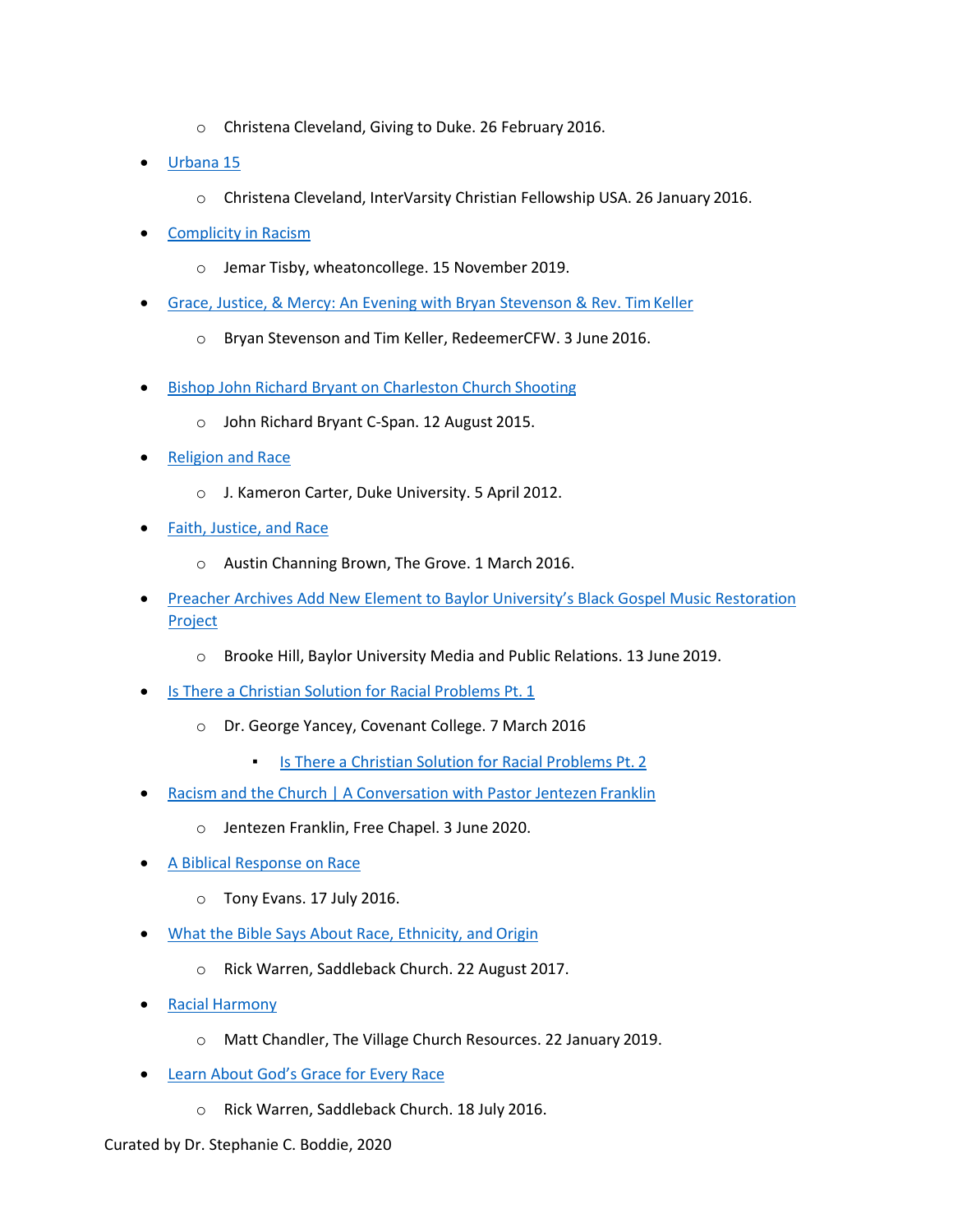- Christena Cleveland, Giving to Duke. 26 February 2016.
- Urbana 15
  - Christena Cleveland, InterVarsity Christian Fellowship USA. 26 January 2016.
- Complicity in Racism
  - Jemar Tisby, wheatoncollege. 15 November 2019.
- Grace, Justice, & Mercy: An Evening with Bryan Stevenson & Rev. Tim Keller
  - Bryan Stevenson and Tim Keller, RedeemerCFW. 3 June 2016.
- Bishop John Richard Bryant on Charleston Church Shooting
  - John Richard Bryant C-Span. 12 August 2015.
- Religion and Race
  - J. Kameron Carter, Duke University. 5 April 2012.
- Faith, Justice, and Race
  - Austin Channing Brown, The Grove. 1 March 2016.
- Preacher Archives Add New Element to Baylor University's Black Gospel Music Restoration Project
  - Brooke Hill, Baylor University Media and Public Relations. 13 June 2019.
- Is There a Christian Solution for Racial Problems Pt. 1
  - Dr. George Yancey, Covenant College. 7 March 2016
    - Is There a Christian Solution for Racial Problems Pt. 2
- Racism and the Church | A Conversation with Pastor Jentezen Franklin
  - Jentezen Franklin, Free Chapel. 3 June 2020.
- A Biblical Response on Race
  - Tony Evans. 17 July 2016.
- What the Bible Says About Race, Ethnicity, and Origin
  - Rick Warren, Saddleback Church. 22 August 2017.
- Racial Harmony
  - Matt Chandler, The Village Church Resources. 22 January 2019.
- Learn About God's Grace for Every Race
  - Rick Warren, Saddleback Church. 18 July 2016.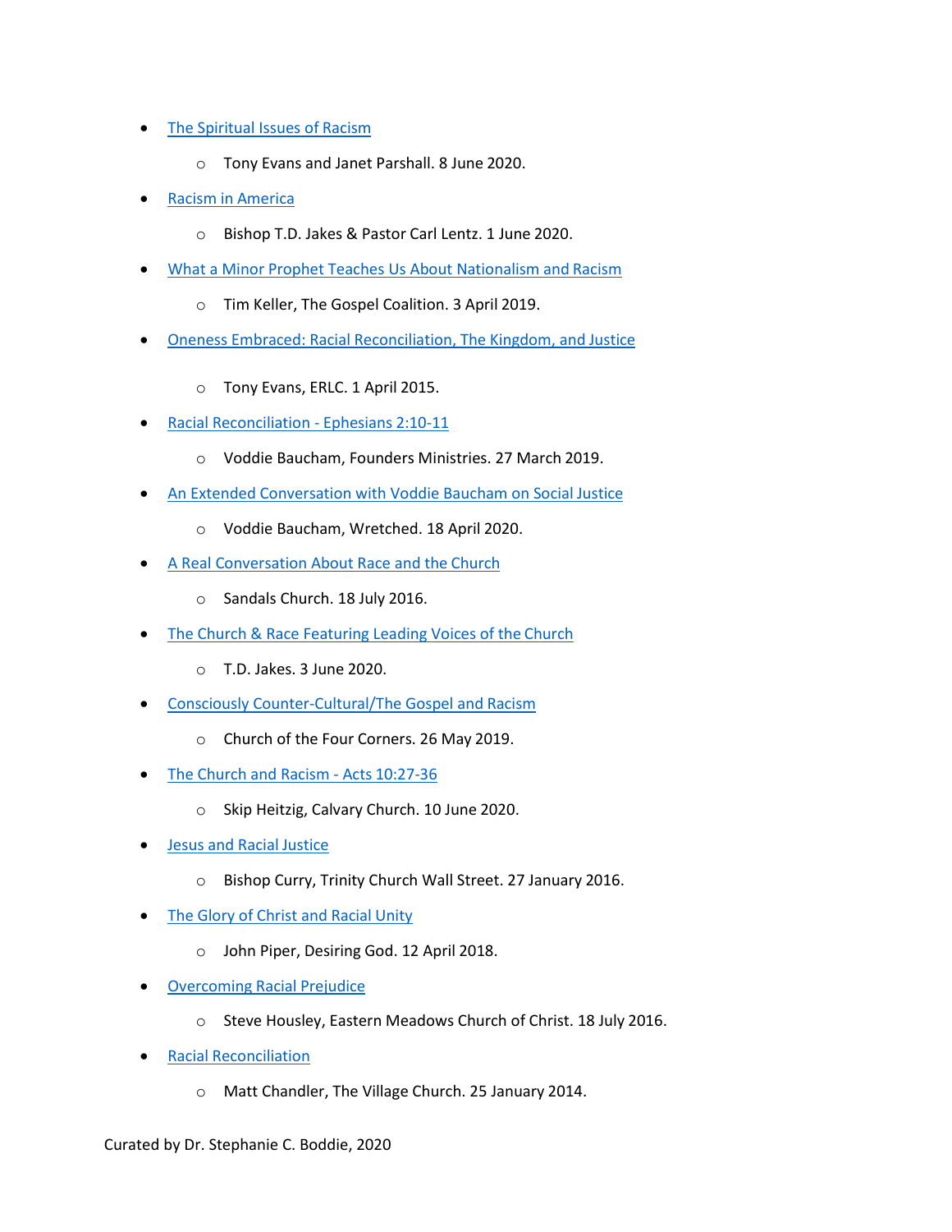- The Spiritual Issues of Racism
    - Tony Evans and Janet Parshall. 8 June 2020.
- Racism in America
    - Bishop T.D. Jakes & Pastor Carl Lentz. 1 June 2020.
- What a Minor Prophet Teaches Us About Nationalism and Racism
    - Tim Keller, The Gospel Coalition. 3 April 2019.
- Oneness Embraced: Racial Reconciliation, The Kingdom, and Justice
    - Tony Evans, ERLC. 1 April 2015.
- Racial Reconciliation - Ephesians 2:10-11
    - Voddie Baucham, Founders Ministries. 27 March 2019.
- An Extended Conversation with Voddie Baucham on Social Justice
    - Voddie Baucham, Wretched. 18 April 2020.
- A Real Conversation About Race and the Church
    - Sandals Church. 18 July 2016.
- The Church & Race Featuring Leading Voices of the Church
    - T.D. Jakes. 3 June 2020.
- Consciously Counter-Cultural/The Gospel and Racism
    - Church of the Four Corners. 26 May 2019.
- The Church and Racism - Acts 10:27-36
    - Skip Heitzig, Calvary Church. 10 June 2020.
- Jesus and Racial Justice
    - Bishop Curry, Trinity Church Wall Street. 27 January 2016.
- The Glory of Christ and Racial Unity
    - John Piper, Desiring God. 12 April 2018.
- Overcoming Racial Prejudice
    - Steve Housley, Eastern Meadows Church of Christ. 18 July 2016.
- Racial Reconciliation
    - Matt Chandler, The Village Church. 25 January 2014.

Curated by Dr. Stephanie C. Boddie, 2020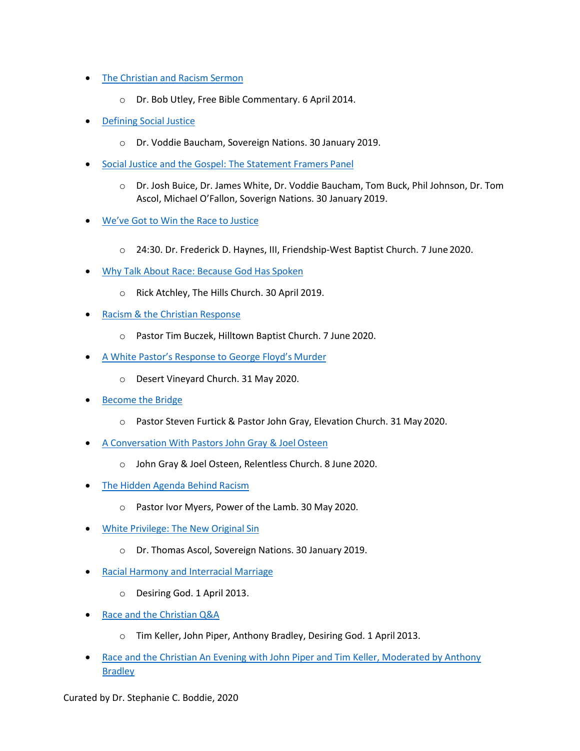- The Christian and Racism Sermon
    - Dr. Bob Utley, Free Bible Commentary. 6 April 2014.
- Defining Social Justice
    - Dr. Voddie Baucham, Sovereign Nations. 30 January 2019.
- Social Justice and the Gospel: The Statement Framers Panel
    - Dr. Josh Buice, Dr. James White, Dr. Voddie Baucham, Tom Buck, Phil Johnson, Dr. Tom Ascol, Michael O'Fallon, Soverign Nations. 30 January 2019.
- We've Got to Win the Race to Justice
    - 24:30. Dr. Frederick D. Haynes, III, Friendship-West Baptist Church. 7 June 2020.
- Why Talk About Race: Because God Has Spoken
    - Rick Atchley, The Hills Church. 30 April 2019.
- Racism & the Christian Response
    - Pastor Tim Buczek, Hilltown Baptist Church. 7 June 2020.
- A White Pastor's Response to George Floyd's Murder
    - Desert Vineyard Church. 31 May 2020.
- Become the Bridge
    - Pastor Steven Furtick & Pastor John Gray, Elevation Church. 31 May 2020.
- A Conversation With Pastors John Gray & Joel Osteen
    - John Gray & Joel Osteen, Relentless Church. 8 June 2020.
- The Hidden Agenda Behind Racism
    - Pastor Ivor Myers, Power of the Lamb. 30 May 2020.
- White Privilege: The New Original Sin
    - Dr. Thomas Ascol, Sovereign Nations. 30 January 2019.
- Racial Harmony and Interracial Marriage
    - Desiring God. 1 April 2013.
- Race and the Christian Q&A
    - Tim Keller, John Piper, Anthony Bradley, Desiring God. 1 April 2013.
- Race and the Christian An Evening with John Piper and Tim Keller, Moderated by Anthony Bradley

Curated by Dr. Stephanie C. Boddie, 2020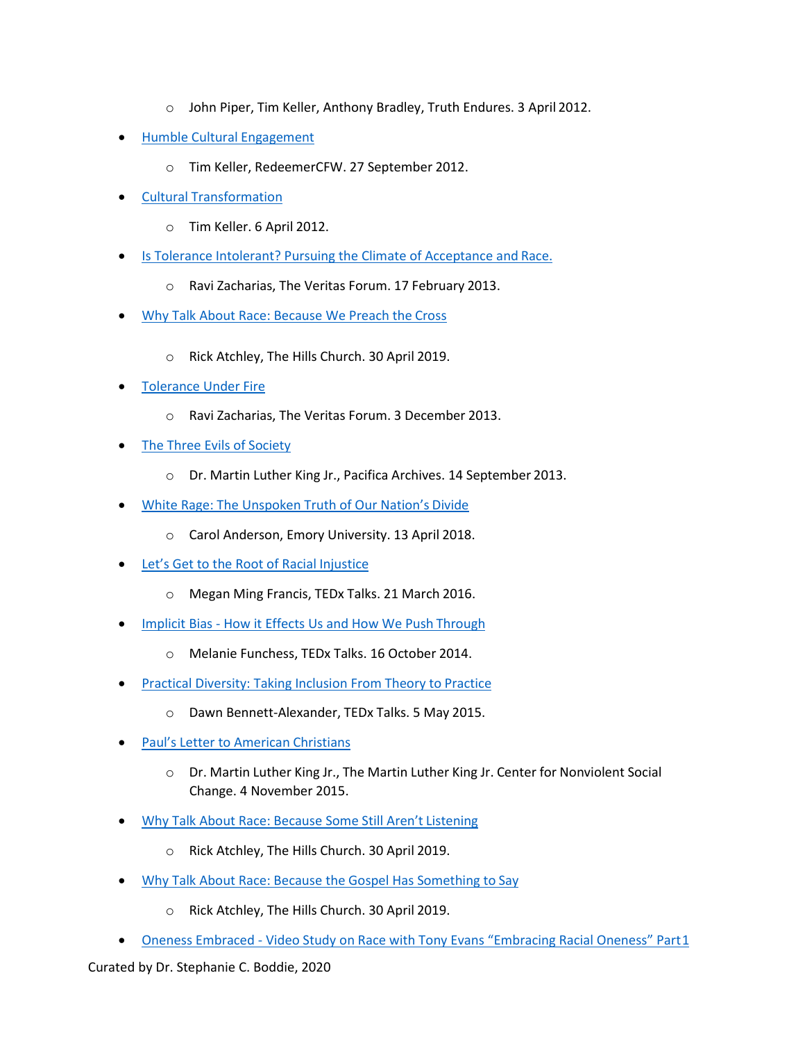- John Piper, Tim Keller, Anthony Bradley, Truth Endures. 3 April 2012.
- Humble Cultural Engagement
    - Tim Keller, RedeemerCFW. 27 September 2012.
- Cultural Transformation
    - Tim Keller. 6 April 2012.
- Is Tolerance Intolerant? Pursuing the Climate of Acceptance and Race.
    - Ravi Zacharias, The Veritas Forum. 17 February 2013.
- Why Talk About Race: Because We Preach the Cross
    - Rick Atchley, The Hills Church. 30 April 2019.
- Tolerance Under Fire
    - Ravi Zacharias, The Veritas Forum. 3 December 2013.
- The Three Evils of Society
    - Dr. Martin Luther King Jr., Pacifica Archives. 14 September 2013.
- White Rage: The Unspoken Truth of Our Nation's Divide
    - Carol Anderson, Emory University. 13 April 2018.
- Let's Get to the Root of Racial Injustice
    - Megan Ming Francis, TEDx Talks. 21 March 2016.
- Implicit Bias - How it Effects Us and How We Push Through
    - Melanie Funchess, TEDx Talks. 16 October 2014.
- Practical Diversity: Taking Inclusion From Theory to Practice
    - Dawn Bennett-Alexander, TEDx Talks. 5 May 2015.
- Paul's Letter to American Christians
    - Dr. Martin Luther King Jr., The Martin Luther King Jr. Center for Nonviolent Social Change. 4 November 2015.
- Why Talk About Race: Because Some Still Aren't Listening
    - Rick Atchley, The Hills Church. 30 April 2019.
- Why Talk About Race: Because the Gospel Has Something to Say
    - Rick Atchley, The Hills Church. 30 April 2019.
- Oneness Embraced - Video Study on Race with Tony Evans "Embracing Racial Oneness" Part1

Curated by Dr. Stephanie C. Boddie, 2020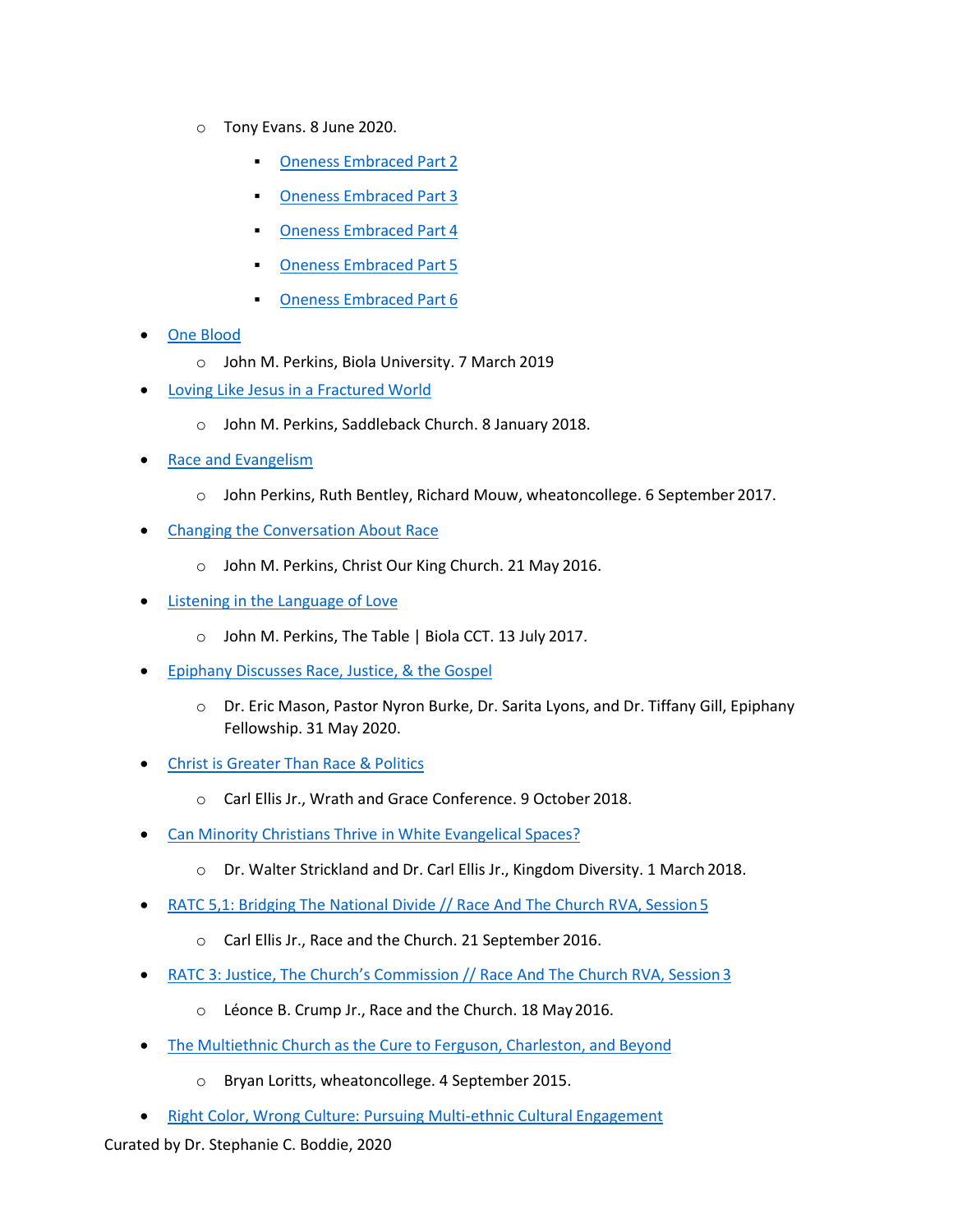- Tony Evans. 8 June 2020.
    - Oneness Embraced Part 2
    - Oneness Embraced Part 3
    - Oneness Embraced Part 4
    - Oneness Embraced Part 5
    - Oneness Embraced Part 6

- One Blood
    - John M. Perkins, Biola University. 7 March 2019
- Loving Like Jesus in a Fractured World
    - John M. Perkins, Saddleback Church. 8 January 2018.
- Race and Evangelism
    - John Perkins, Ruth Bentley, Richard Mouw, wheatoncollege. 6 September 2017.
- Changing the Conversation About Race
    - John M. Perkins, Christ Our King Church. 21 May 2016.
- Listening in the Language of Love
    - John M. Perkins, The Table | Biola CCT. 13 July 2017.
- Epiphany Discusses Race, Justice, & the Gospel
    - Dr. Eric Mason, Pastor Nyron Burke, Dr. Sarita Lyons, and Dr. Tiffany Gill, Epiphany Fellowship. 31 May 2020.
- Christ is Greater Than Race & Politics
    - Carl Ellis Jr., Wrath and Grace Conference. 9 October 2018.
- Can Minority Christians Thrive in White Evangelical Spaces?
    - Dr. Walter Strickland and Dr. Carl Ellis Jr., Kingdom Diversity. 1 March 2018.
- RATC 5,1: Bridging The National Divide // Race And The Church RVA, Session 5
    - Carl Ellis Jr., Race and the Church. 21 September 2016.
- RATC 3: Justice, The Church's Commission // Race And The Church RVA, Session 3
    - Léonce B. Crump Jr., Race and the Church. 18 May 2016.
- The Multiethnic Church as the Cure to Ferguson, Charleston, and Beyond
    - Bryan Loritts, wheatoncollege. 4 September 2015.
- Right Color, Wrong Culture: Pursuing Multi-ethnic Cultural Engagement

Curated by Dr. Stephanie C. Boddie, 2020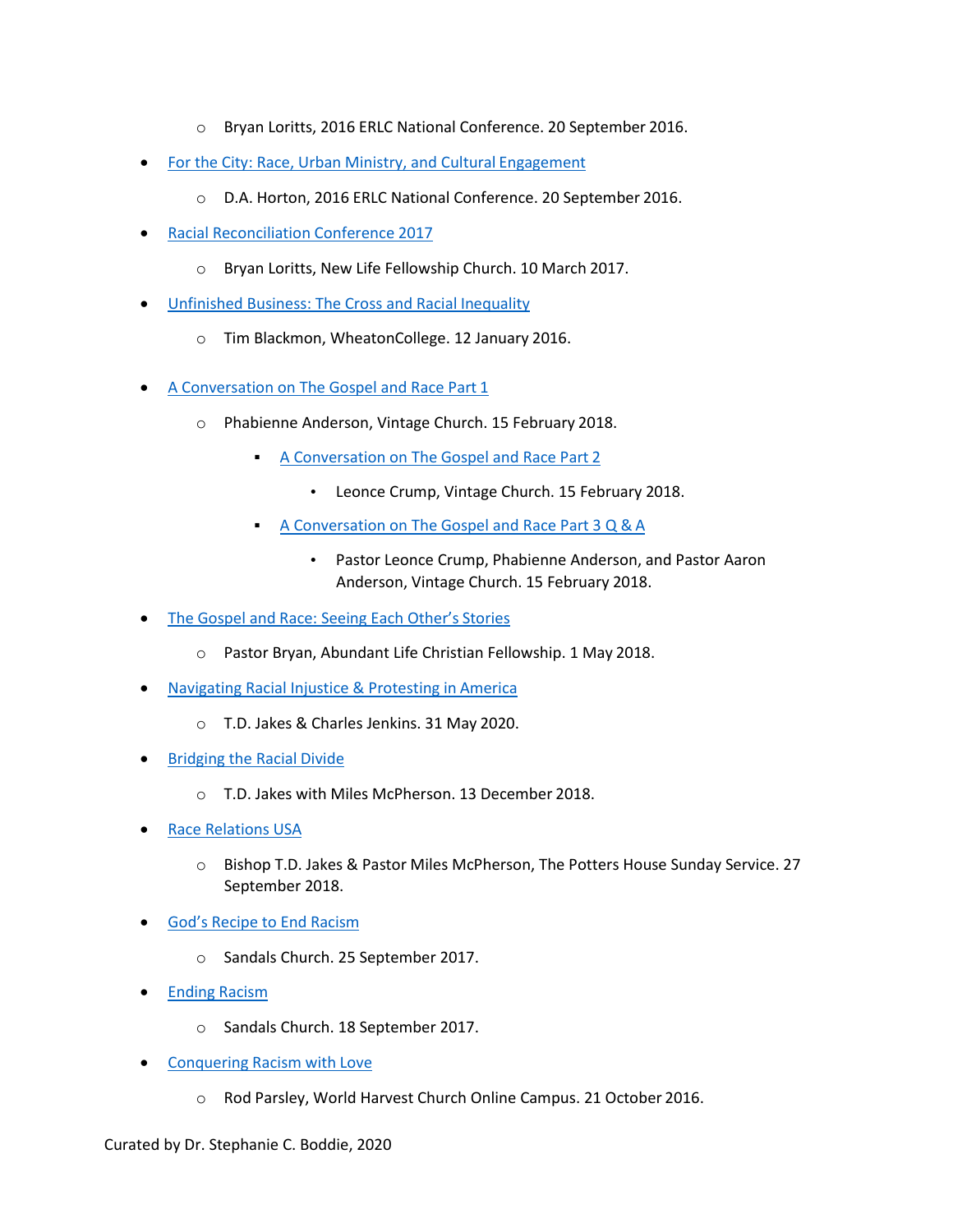- Bryan Loritts, 2016 ERLC National Conference. 20 September 2016.

- For the City: Race, Urban Ministry, and Cultural Engagement
  - D.A. Horton, 2016 ERLC National Conference. 20 September 2016.

- Racial Reconciliation Conference 2017
  - Bryan Loritts, New Life Fellowship Church. 10 March 2017.

- Unfinished Business: The Cross and Racial Inequality
  - Tim Blackmon, WheatonCollege. 12 January 2016.

- A Conversation on The Gospel and Race Part 1
  - Phabienne Anderson, Vintage Church. 15 February 2018.
    - A Conversation on The Gospel and Race Part 2
      - Leonce Crump, Vintage Church. 15 February 2018.
    - A Conversation on The Gospel and Race Part 3 Q & A
      - Pastor Leonce Crump, Phabienne Anderson, and Pastor Aaron Anderson, Vintage Church. 15 February 2018.

- The Gospel and Race: Seeing Each Other's Stories
  - Pastor Bryan, Abundant Life Christian Fellowship. 1 May 2018.

- Navigating Racial Injustice & Protesting in America
  - T.D. Jakes & Charles Jenkins. 31 May 2020.

- Bridging the Racial Divide
  - T.D. Jakes with Miles McPherson. 13 December 2018.

- Race Relations USA
  - Bishop T.D. Jakes & Pastor Miles McPherson, The Potters House Sunday Service. 27 September 2018.

- God's Recipe to End Racism
  - Sandals Church. 25 September 2017.

- Ending Racism
  - Sandals Church. 18 September 2017.

- Conquering Racism with Love
  - Rod Parsley, World Harvest Church Online Campus. 21 October 2016.

Curated by Dr. Stephanie C. Boddie, 2020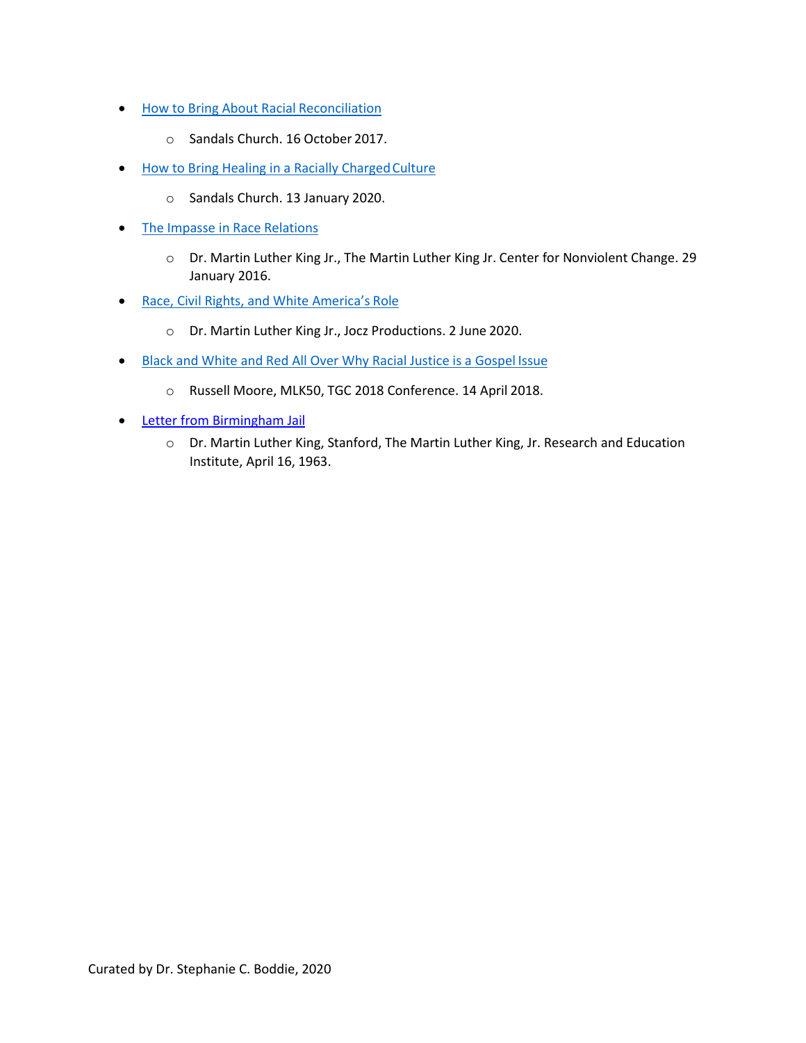- How to Bring About Racial Reconciliation
  - Sandals Church. 16 October 2017.
- How to Bring Healing in a Racially Charged Culture
  - Sandals Church. 13 January 2020.
- The Impasse in Race Relations
  - Dr. Martin Luther King Jr., The Martin Luther King Jr. Center for Nonviolent Change. 29 January 2016.
- Race, Civil Rights, and White America's Role
  - Dr. Martin Luther King Jr., Jocz Productions. 2 June 2020.
- Black and White and Red All Over Why Racial Justice is a Gospel Issue
  - Russell Moore, MLK50, TGC 2018 Conference. 14 April 2018.
- Letter from Birmingham Jail
  - Dr. Martin Luther King, Stanford, The Martin Luther King, Jr. Research and Education Institute, April 16, 1963.

Curated by Dr. Stephanie C. Boddie, 2020